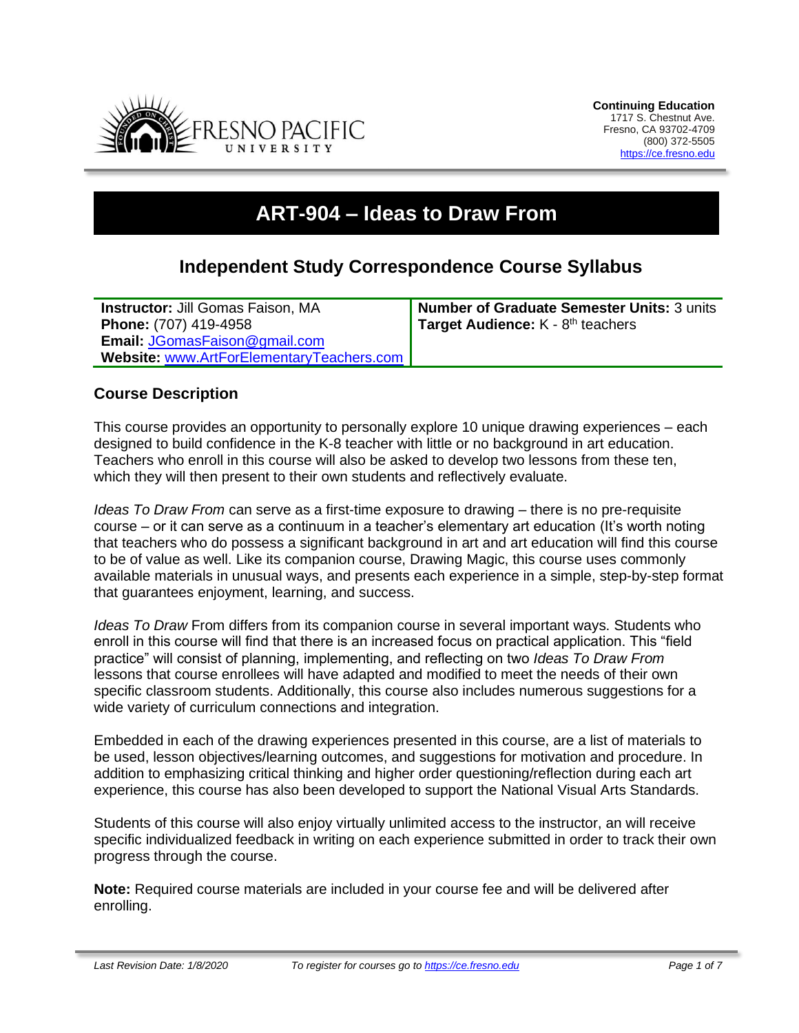Fresno Pacific University

**Continuing Education**
1717 S. Chestnut Ave.
Fresno, CA 93702-4709
(800) 372-5505
https://ce.fresno.edu

# ART-904 – Ideas to Draw From

## Independent Study Correspondence Course Syllabus

| **Instructor:** Jill Gomas Faison, MA<br>**Phone:** (707) 419-4958<br>**Email:** JGomasFaison@gmail.com<br>**Website:** www.ArtForElementaryTeachers.com | **Number of Graduate Semester Units:** 3 units<br>**Target Audience:** K - 8th teachers |
|---|---|

### Course Description

This course provides an opportunity to personally explore 10 unique drawing experiences – each designed to build confidence in the K-8 teacher with little or no background in art education. Teachers who enroll in this course will also be asked to develop two lessons from these ten, which they will then present to their own students and reflectively evaluate.

*Ideas To Draw From* can serve as a first-time exposure to drawing – there is no pre-requisite course – or it can serve as a continuum in a teacher's elementary art education (It's worth noting that teachers who do possess a significant background in art and art education will find this course to be of value as well. Like its companion course, Drawing Magic, this course uses commonly available materials in unusual ways, and presents each experience in a simple, step-by-step format that guarantees enjoyment, learning, and success.

*Ideas To Draw* From differs from its companion course in several important ways. Students who enroll in this course will find that there is an increased focus on practical application. This "field practice" will consist of planning, implementing, and reflecting on two *Ideas To Draw From* lessons that course enrollees will have adapted and modified to meet the needs of their own specific classroom students. Additionally, this course also includes numerous suggestions for a wide variety of curriculum connections and integration.

Embedded in each of the drawing experiences presented in this course, are a list of materials to be used, lesson objectives/learning outcomes, and suggestions for motivation and procedure. In addition to emphasizing critical thinking and higher order questioning/reflection during each art experience, this course has also been developed to support the National Visual Arts Standards.

Students of this course will also enjoy virtually unlimited access to the instructor, an will receive specific individualized feedback in writing on each experience submitted in order to track their own progress through the course.

**Note:** Required course materials are included in your course fee and will be delivered after enrolling.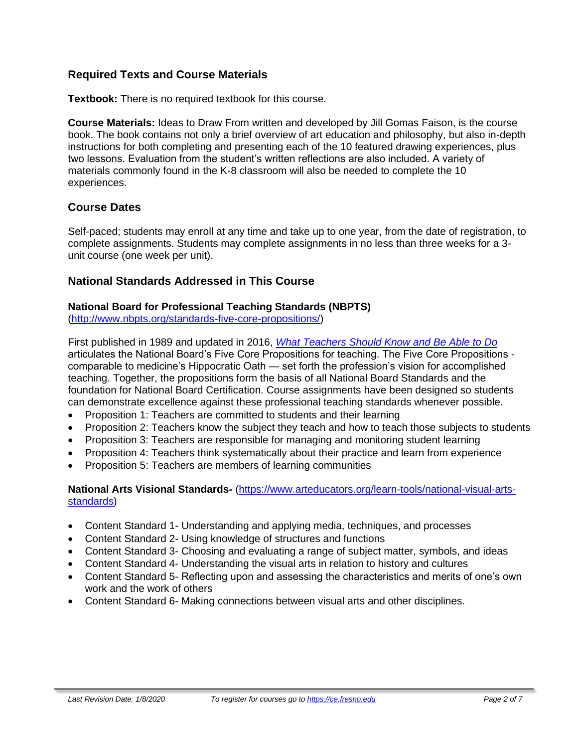## Required Texts and Course Materials

**Textbook:** There is no required textbook for this course.

**Course Materials:** Ideas to Draw From written and developed by Jill Gomas Faison, is the course book. The book contains not only a brief overview of art education and philosophy, but also in-depth instructions for both completing and presenting each of the 10 featured drawing experiences, plus two lessons. Evaluation from the student's written reflections are also included. A variety of materials commonly found in the K-8 classroom will also be needed to complete the 10 experiences.

## Course Dates

Self-paced; students may enroll at any time and take up to one year, from the date of registration, to complete assignments. Students may complete assignments in no less than three weeks for a 3-unit course (one week per unit).

## National Standards Addressed in This Course

**National Board for Professional Teaching Standards (NBPTS)**
([http://www.nbpts.org/standards-five-core-propositions/](http://www.nbpts.org/standards-five-core-propositions/))

First published in 1989 and updated in 2016, *What Teachers Should Know and Be Able to Do* articulates the National Board's Five Core Propositions for teaching. The Five Core Propositions - comparable to medicine's Hippocratic Oath — set forth the profession's vision for accomplished teaching. Together, the propositions form the basis of all National Board Standards and the foundation for National Board Certification. Course assignments have been designed so students can demonstrate excellence against these professional teaching standards whenever possible.

- Proposition 1: Teachers are committed to students and their learning
- Proposition 2: Teachers know the subject they teach and how to teach those subjects to students
- Proposition 3: Teachers are responsible for managing and monitoring student learning
- Proposition 4: Teachers think systematically about their practice and learn from experience
- Proposition 5: Teachers are members of learning communities

**National Arts Visional Standards-** ([https://www.arteducators.org/learn-tools/national-visual-arts-standards](https://www.arteducators.org/learn-tools/national-visual-arts-standards))

- Content Standard 1- Understanding and applying media, techniques, and processes
- Content Standard 2- Using knowledge of structures and functions
- Content Standard 3- Choosing and evaluating a range of subject matter, symbols, and ideas
- Content Standard 4- Understanding the visual arts in relation to history and cultures
- Content Standard 5- Reflecting upon and assessing the characteristics and merits of one's own work and the work of others
- Content Standard 6- Making connections between visual arts and other disciplines.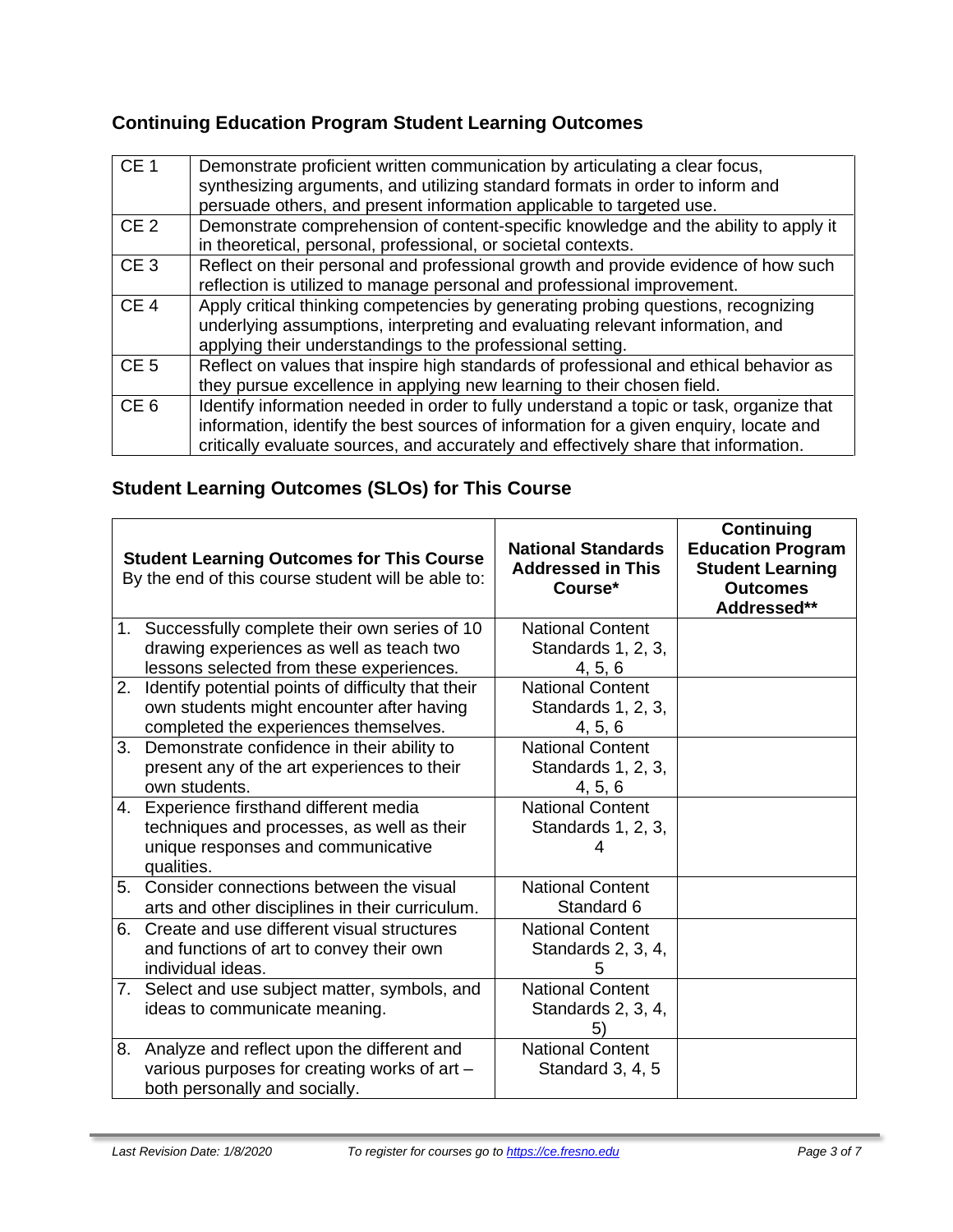## Continuing Education Program Student Learning Outcomes

| | |
|---|---|
| CE 1 | Demonstrate proficient written communication by articulating a clear focus, synthesizing arguments, and utilizing standard formats in order to inform and persuade others, and present information applicable to targeted use. |
| CE 2 | Demonstrate comprehension of content-specific knowledge and the ability to apply it in theoretical, personal, professional, or societal contexts. |
| CE 3 | Reflect on their personal and professional growth and provide evidence of how such reflection is utilized to manage personal and professional improvement. |
| CE 4 | Apply critical thinking competencies by generating probing questions, recognizing underlying assumptions, interpreting and evaluating relevant information, and applying their understandings to the professional setting. |
| CE 5 | Reflect on values that inspire high standards of professional and ethical behavior as they pursue excellence in applying new learning to their chosen field. |
| CE 6 | Identify information needed in order to fully understand a topic or task, organize that information, identify the best sources of information for a given enquiry, locate and critically evaluate sources, and accurately and effectively share that information. |

## Student Learning Outcomes (SLOs) for This Course

| **Student Learning Outcomes for This Course** By the end of this course student will be able to: | **National Standards Addressed in This Course*** | **Continuing Education Program Student Learning Outcomes Addressed**** |
|---|---|---|
| 1. Successfully complete their own series of 10 drawing experiences as well as teach two lessons selected from these experiences. | National Content Standards 1, 2, 3, 4, 5, 6 | |
| 2. Identify potential points of difficulty that their own students might encounter after having completed the experiences themselves. | National Content Standards 1, 2, 3, 4, 5, 6 | |
| 3. Demonstrate confidence in their ability to present any of the art experiences to their own students. | National Content Standards 1, 2, 3, 4, 5, 6 | |
| 4. Experience firsthand different media techniques and processes, as well as their unique responses and communicative qualities. | National Content Standards 1, 2, 3, 4 | |
| 5. Consider connections between the visual arts and other disciplines in their curriculum. | National Content Standard 6 | |
| 6. Create and use different visual structures and functions of art to convey their own individual ideas. | National Content Standards 2, 3, 4, 5 | |
| 7. Select and use subject matter, symbols, and ideas to communicate meaning. | National Content Standards 2, 3, 4, 5) | |
| 8. Analyze and reflect upon the different and various purposes for creating works of art – both personally and socially. | National Content Standard 3, 4, 5 | |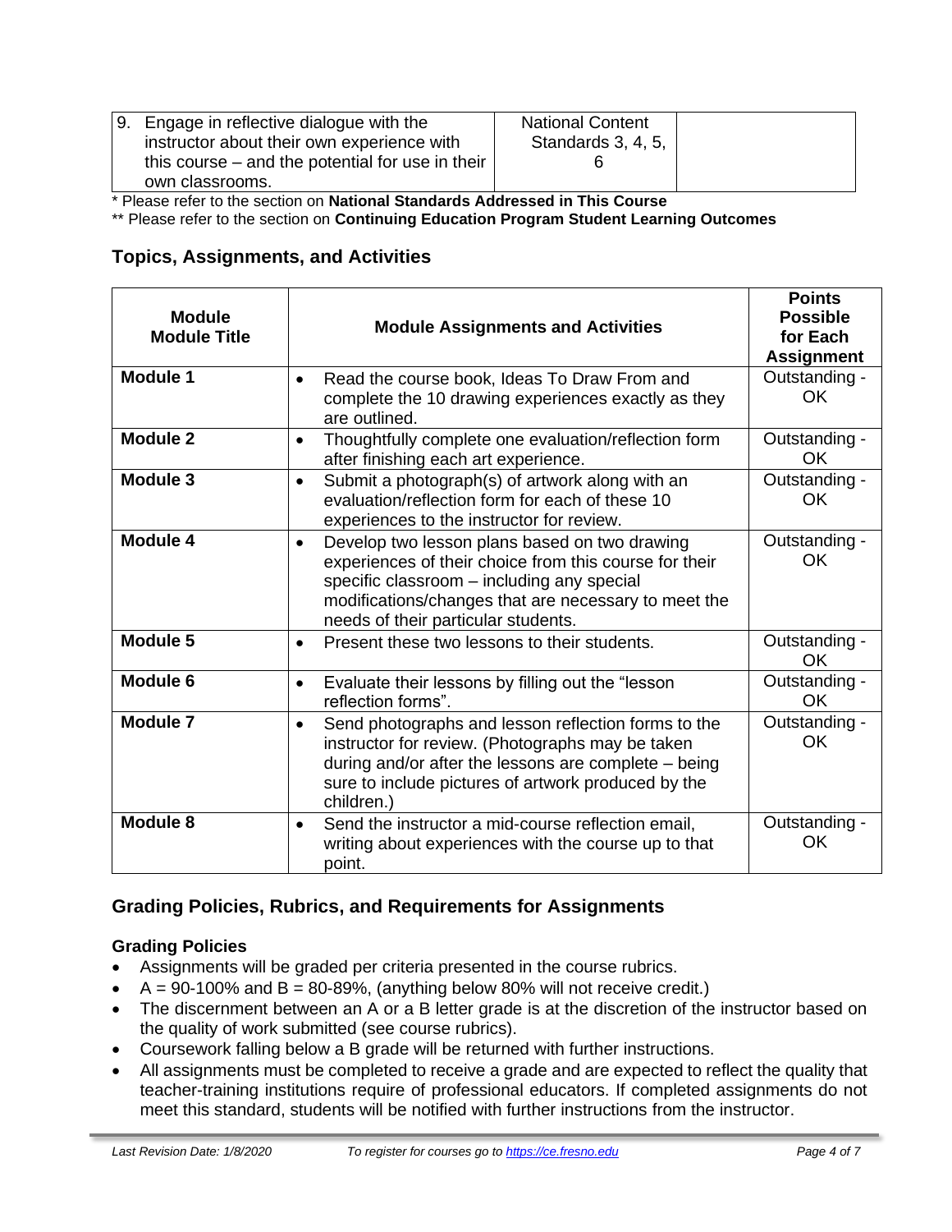| | | |
|---|---|---|
| 9. Engage in reflective dialogue with the instructor about their own experience with this course – and the potential for use in their own classrooms. | National Content Standards 3, 4, 5, 6 | |

* Please refer to the section on **National Standards Addressed in This Course**

** Please refer to the section on **Continuing Education Program Student Learning Outcomes**

## Topics, Assignments, and Activities

| Module Module Title | Module Assignments and Activities | Points Possible for Each Assignment |
|---|---|---|
| **Module 1** | • Read the course book, Ideas To Draw From and complete the 10 drawing experiences exactly as they are outlined. | Outstanding - OK |
| **Module 2** | • Thoughtfully complete one evaluation/reflection form after finishing each art experience. | Outstanding - OK |
| **Module 3** | • Submit a photograph(s) of artwork along with an evaluation/reflection form for each of these 10 experiences to the instructor for review. | Outstanding - OK |
| **Module 4** | • Develop two lesson plans based on two drawing experiences of their choice from this course for their specific classroom – including any special modifications/changes that are necessary to meet the needs of their particular students. | Outstanding - OK |
| **Module 5** | • Present these two lessons to their students. | Outstanding - OK |
| **Module 6** | • Evaluate their lessons by filling out the "lesson reflection forms". | Outstanding - OK |
| **Module 7** | • Send photographs and lesson reflection forms to the instructor for review. (Photographs may be taken during and/or after the lessons are complete – being sure to include pictures of artwork produced by the children.) | Outstanding - OK |
| **Module 8** | • Send the instructor a mid-course reflection email, writing about experiences with the course up to that point. | Outstanding - OK |

## Grading Policies, Rubrics, and Requirements for Assignments

### Grading Policies

- Assignments will be graded per criteria presented in the course rubrics.
- A = 90-100% and B = 80-89%, (anything below 80% will not receive credit.)
- The discernment between an A or a B letter grade is at the discretion of the instructor based on the quality of work submitted (see course rubrics).
- Coursework falling below a B grade will be returned with further instructions.
- All assignments must be completed to receive a grade and are expected to reflect the quality that teacher-training institutions require of professional educators. If completed assignments do not meet this standard, students will be notified with further instructions from the instructor.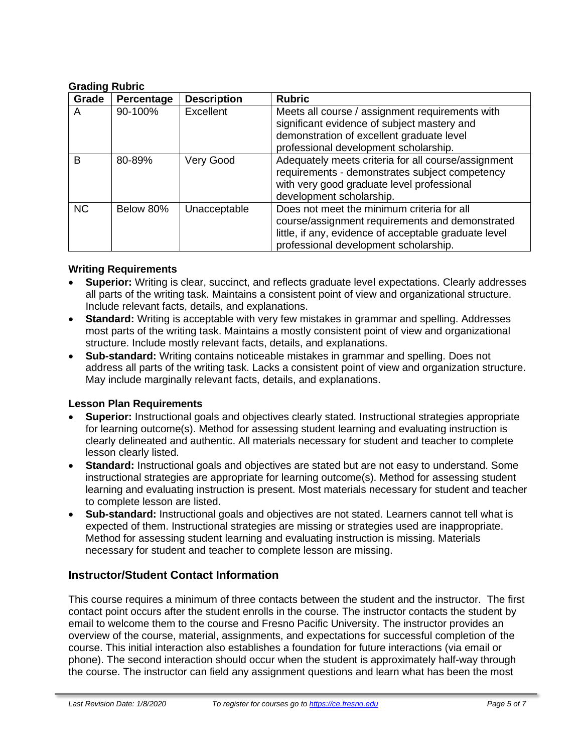### Grading Rubric

| Grade | Percentage | Description | Rubric |
|---|---|---|---|
| A | 90-100% | Excellent | Meets all course / assignment requirements with significant evidence of subject mastery and demonstration of excellent graduate level professional development scholarship. |
| B | 80-89% | Very Good | Adequately meets criteria for all course/assignment requirements - demonstrates subject competency with very good graduate level professional development scholarship. |
| NC | Below 80% | Unacceptable | Does not meet the minimum criteria for all course/assignment requirements and demonstrated little, if any, evidence of acceptable graduate level professional development scholarship. |

### Writing Requirements

- **Superior:** Writing is clear, succinct, and reflects graduate level expectations. Clearly addresses all parts of the writing task. Maintains a consistent point of view and organizational structure. Include relevant facts, details, and explanations.
- **Standard:** Writing is acceptable with very few mistakes in grammar and spelling. Addresses most parts of the writing task. Maintains a mostly consistent point of view and organizational structure. Include mostly relevant facts, details, and explanations.
- **Sub-standard:** Writing contains noticeable mistakes in grammar and spelling. Does not address all parts of the writing task. Lacks a consistent point of view and organization structure. May include marginally relevant facts, details, and explanations.

### Lesson Plan Requirements

- **Superior:** Instructional goals and objectives clearly stated. Instructional strategies appropriate for learning outcome(s). Method for assessing student learning and evaluating instruction is clearly delineated and authentic. All materials necessary for student and teacher to complete lesson clearly listed.
- **Standard:** Instructional goals and objectives are stated but are not easy to understand. Some instructional strategies are appropriate for learning outcome(s). Method for assessing student learning and evaluating instruction is present. Most materials necessary for student and teacher to complete lesson are listed.
- **Sub-standard:** Instructional goals and objectives are not stated. Learners cannot tell what is expected of them. Instructional strategies are missing or strategies used are inappropriate. Method for assessing student learning and evaluating instruction is missing. Materials necessary for student and teacher to complete lesson are missing.

## Instructor/Student Contact Information

This course requires a minimum of three contacts between the student and the instructor. The first contact point occurs after the student enrolls in the course. The instructor contacts the student by email to welcome them to the course and Fresno Pacific University. The instructor provides an overview of the course, material, assignments, and expectations for successful completion of the course. This initial interaction also establishes a foundation for future interactions (via email or phone). The second interaction should occur when the student is approximately half-way through the course. The instructor can field any assignment questions and learn what has been the most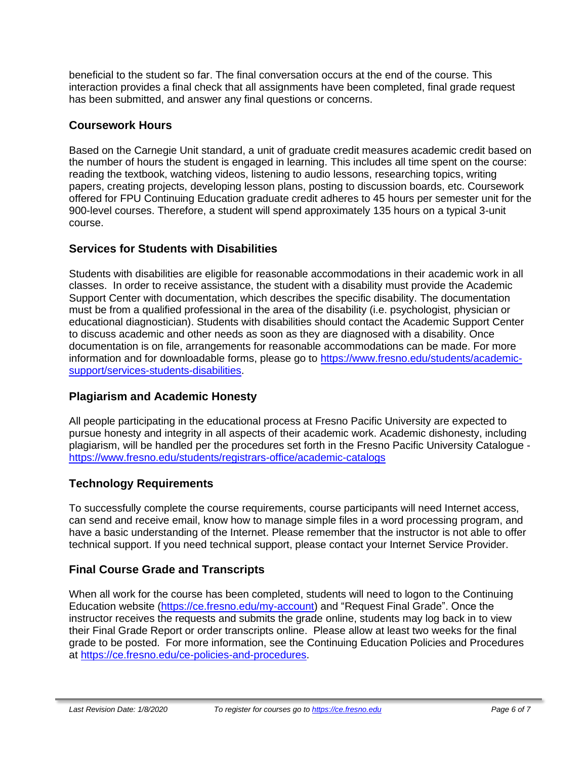beneficial to the student so far. The final conversation occurs at the end of the course. This interaction provides a final check that all assignments have been completed, final grade request has been submitted, and answer any final questions or concerns.

## Coursework Hours

Based on the Carnegie Unit standard, a unit of graduate credit measures academic credit based on the number of hours the student is engaged in learning. This includes all time spent on the course: reading the textbook, watching videos, listening to audio lessons, researching topics, writing papers, creating projects, developing lesson plans, posting to discussion boards, etc. Coursework offered for FPU Continuing Education graduate credit adheres to 45 hours per semester unit for the 900-level courses. Therefore, a student will spend approximately 135 hours on a typical 3-unit course.

## Services for Students with Disabilities

Students with disabilities are eligible for reasonable accommodations in their academic work in all classes. In order to receive assistance, the student with a disability must provide the Academic Support Center with documentation, which describes the specific disability. The documentation must be from a qualified professional in the area of the disability (i.e. psychologist, physician or educational diagnostician). Students with disabilities should contact the Academic Support Center to discuss academic and other needs as soon as they are diagnosed with a disability. Once documentation is on file, arrangements for reasonable accommodations can be made. For more information and for downloadable forms, please go to [https://www.fresno.edu/students/academic-support/services-students-disabilities](https://www.fresno.edu/students/academic-support/services-students-disabilities).

## Plagiarism and Academic Honesty

All people participating in the educational process at Fresno Pacific University are expected to pursue honesty and integrity in all aspects of their academic work. Academic dishonesty, including plagiarism, will be handled per the procedures set forth in the Fresno Pacific University Catalogue - [https://www.fresno.edu/students/registrars-office/academic-catalogs](https://www.fresno.edu/students/registrars-office/academic-catalogs)

## Technology Requirements

To successfully complete the course requirements, course participants will need Internet access, can send and receive email, know how to manage simple files in a word processing program, and have a basic understanding of the Internet. Please remember that the instructor is not able to offer technical support. If you need technical support, please contact your Internet Service Provider.

## Final Course Grade and Transcripts

When all work for the course has been completed, students will need to logon to the Continuing Education website ([https://ce.fresno.edu/my-account](https://ce.fresno.edu/my-account)) and "Request Final Grade". Once the instructor receives the requests and submits the grade online, students may log back in to view their Final Grade Report or order transcripts online. Please allow at least two weeks for the final grade to be posted. For more information, see the Continuing Education Policies and Procedures at [https://ce.fresno.edu/ce-policies-and-procedures](https://ce.fresno.edu/ce-policies-and-procedures).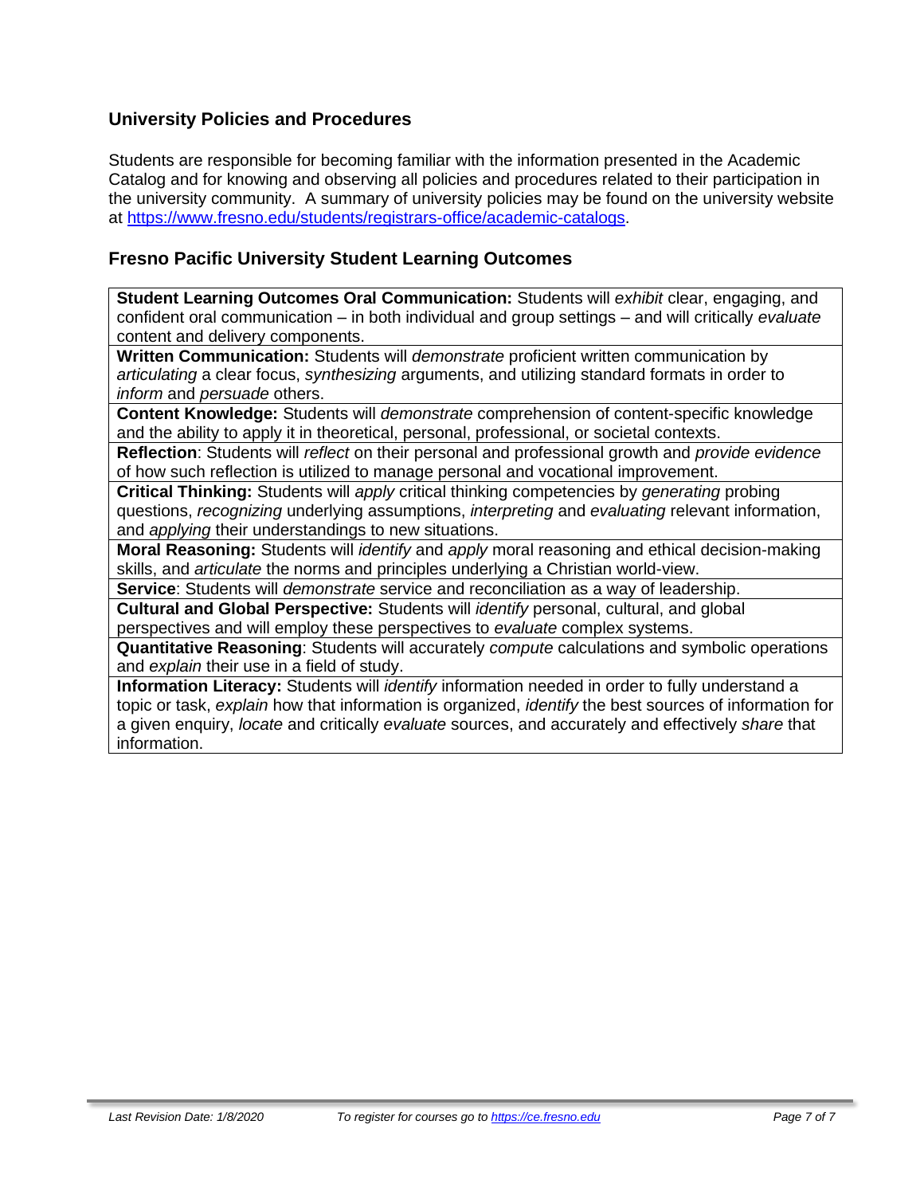## University Policies and Procedures

Students are responsible for becoming familiar with the information presented in the Academic Catalog and for knowing and observing all policies and procedures related to their participation in the university community. A summary of university policies may be found on the university website at [https://www.fresno.edu/students/registrars-office/academic-catalogs](https://www.fresno.edu/students/registrars-office/academic-catalogs).

## Fresno Pacific University Student Learning Outcomes

| |
|---|
| **Student Learning Outcomes Oral Communication:** Students will *exhibit* clear, engaging, and confident oral communication – in both individual and group settings – and will critically *evaluate* content and delivery components. |
| **Written Communication:** Students will *demonstrate* proficient written communication by *articulating* a clear focus, *synthesizing* arguments, and utilizing standard formats in order to *inform* and *persuade* others. |
| **Content Knowledge:** Students will *demonstrate* comprehension of content-specific knowledge and the ability to apply it in theoretical, personal, professional, or societal contexts. |
| **Reflection**: Students will *reflect* on their personal and professional growth and *provide evidence* of how such reflection is utilized to manage personal and vocational improvement. |
| **Critical Thinking:** Students will *apply* critical thinking competencies by *generating* probing questions, *recognizing* underlying assumptions, *interpreting* and *evaluating* relevant information, and *applying* their understandings to new situations. |
| **Moral Reasoning:** Students will *identify* and *apply* moral reasoning and ethical decision-making skills, and *articulate* the norms and principles underlying a Christian world-view. |
| **Service**: Students will *demonstrate* service and reconciliation as a way of leadership. |
| **Cultural and Global Perspective:** Students will *identify* personal, cultural, and global perspectives and will employ these perspectives to *evaluate* complex systems. |
| **Quantitative Reasoning**: Students will accurately *compute* calculations and symbolic operations and *explain* their use in a field of study. |
| **Information Literacy:** Students will *identify* information needed in order to fully understand a topic or task, *explain* how that information is organized, *identify* the best sources of information for a given enquiry, *locate* and critically *evaluate* sources, and accurately and effectively *share* that information. |